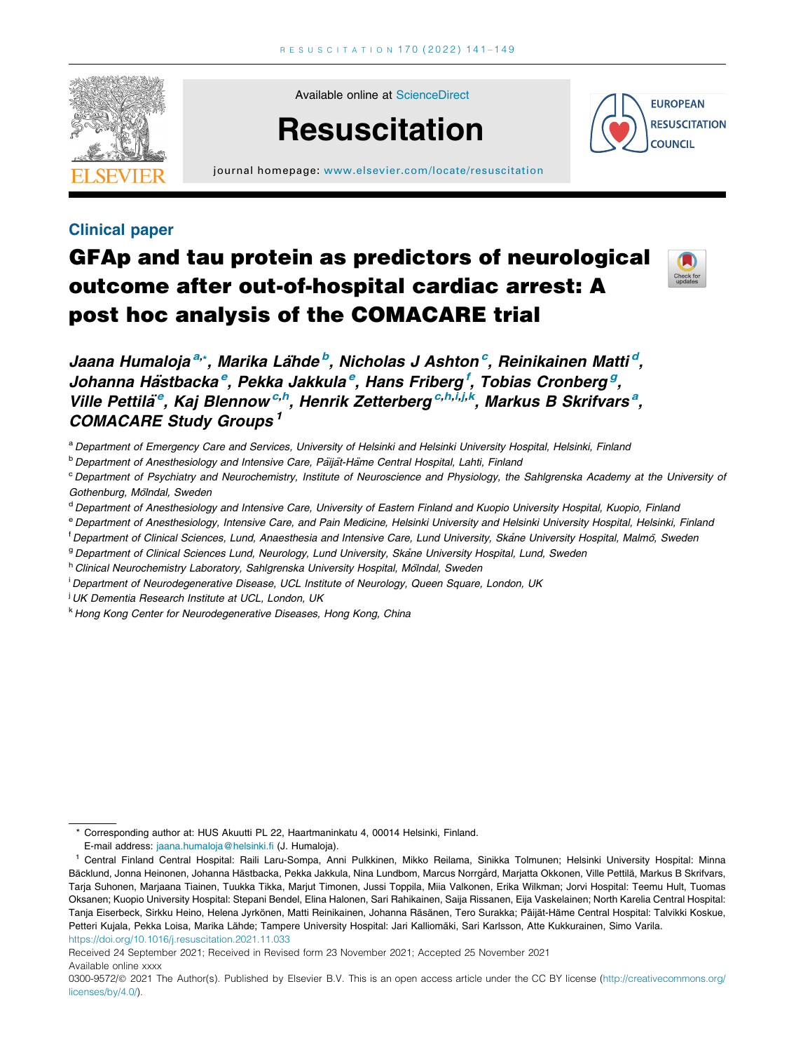Available online at ScienceDirect

# Resuscitation

journal homepage: www.elsevier.com/locate/resuscitation

EUROPEAN RESUSCITATION COUNCIL

## Clinical paper

# GFAp and tau protein as predictors of neurological outcome after out-of-hospital cardiac arrest: A post hoc analysis of the COMACARE trial

*Jaana Humaloja[a,*], Marika Lähde[b], Nicholas J Ashton[c], Reinikainen Matti[d], Johanna Hästbacka[e], Pekka Jakkula[e], Hans Friberg[f], Tobias Cronberg[g], Ville Pettilä[e], Kaj Blennow[c,h], Henrik Zetterberg[c,h,i,j,k], Markus B Skrifvars[a], COMACARE Study Groups[1]*

[a] Department of Emergency Care and Services, University of Helsinki and Helsinki University Hospital, Helsinki, Finland

[b] Department of Anesthesiology and Intensive Care, Päijät-Häme Central Hospital, Lahti, Finland

[c] Department of Psychiatry and Neurochemistry, Institute of Neuroscience and Physiology, the Sahlgrenska Academy at the University of Gothenburg, Mölndal, Sweden

[d] Department of Anesthesiology and Intensive Care, University of Eastern Finland and Kuopio University Hospital, Kuopio, Finland

[e] Department of Anesthesiology, Intensive Care, and Pain Medicine, Helsinki University and Helsinki University Hospital, Helsinki, Finland

[f] Department of Clinical Sciences, Lund, Anaesthesia and Intensive Care, Lund University, Skåne University Hospital, Malmö, Sweden

[g] Department of Clinical Sciences Lund, Neurology, Lund University, Skåne University Hospital, Lund, Sweden

[h] Clinical Neurochemistry Laboratory, Sahlgrenska University Hospital, Mölndal, Sweden

[i] Department of Neurodegenerative Disease, UCL Institute of Neurology, Queen Square, London, UK

[j] UK Dementia Research Institute at UCL, London, UK

[k] Hong Kong Center for Neurodegenerative Diseases, Hong Kong, China

---

\* Corresponding author at: HUS Akuutti PL 22, Haartmaninkatu 4, 00014 Helsinki, Finland.
E-mail address: jaana.humaloja@helsinki.fi (J. Humaloja).

[1] Central Finland Central Hospital: Raili Laru-Sompa, Anni Pulkkinen, Mikko Reilama, Sinikka Tolmunen; Helsinki University Hospital: Minna Bäcklund, Jonna Heinonen, Johanna Hästbacka, Pekka Jakkula, Nina Lundbom, Marcus Norrgård, Marjatta Okkonen, Ville Pettilä, Markus B Skrifvars, Tarja Suhonen, Marjaana Tiainen, Tuukka Tikka, Marjut Timonen, Jussi Toppila, Miia Valkonen, Erika Wilkman; Jorvi Hospital: Teemu Hult, Tuomas Oksanen; Kuopio University Hospital: Stepani Bendel, Elina Halonen, Sari Rahikainen, Saija Rissanen, Eija Vaskelainen; North Karelia Central Hospital: Tanja Eiserbeck, Sirkku Heino, Helena Jyrkönen, Matti Reinikainen, Johanna Räsänen, Tero Surakka; Päijät-Häme Central Hospital: Talvikki Koskue, Petteri Kujala, Pekka Loisa, Marika Lähde; Tampere University Hospital: Jari Kalliomäki, Sari Karlsson, Atte Kukkurainen, Simo Varila.

https://doi.org/10.1016/j.resuscitation.2021.11.033

Received 24 September 2021; Received in Revised form 23 November 2021; Accepted 25 November 2021

Available online xxxx

0300-9572/© 2021 The Author(s). Published by Elsevier B.V. This is an open access article under the CC BY license (http://creativecommons.org/licenses/by/4.0/).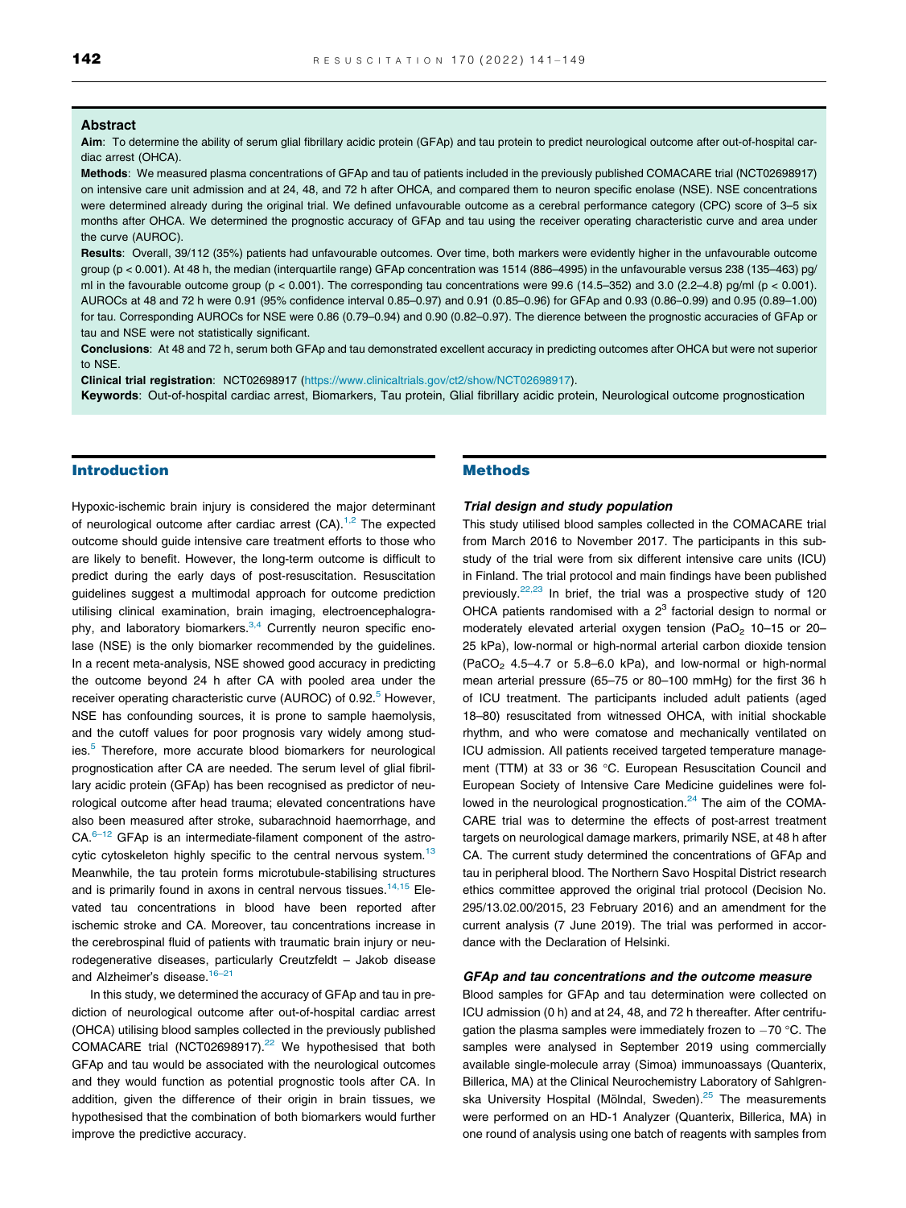## Abstract

**Aim**: To determine the ability of serum glial fibrillary acidic protein (GFAp) and tau protein to predict neurological outcome after out-of-hospital cardiac arrest (OHCA).

**Methods**: We measured plasma concentrations of GFAp and tau of patients included in the previously published COMACARE trial (NCT02698917) on intensive care unit admission and at 24, 48, and 72 h after OHCA, and compared them to neuron specific enolase (NSE). NSE concentrations were determined already during the original trial. We defined unfavourable outcome as a cerebral performance category (CPC) score of 3–5 six months after OHCA. We determined the prognostic accuracy of GFAp and tau using the receiver operating characteristic curve and area under the curve (AUROC).

**Results**: Overall, 39/112 (35%) patients had unfavourable outcomes. Over time, both markers were evidently higher in the unfavourable outcome group ($p < 0.001$). At 48 h, the median (interquartile range) GFAp concentration was 1514 (886–4995) in the unfavourable versus 238 (135–463) pg/ml in the favourable outcome group ($p < 0.001$). The corresponding tau concentrations were 99.6 (14.5–352) and 3.0 (2.2–4.8) pg/ml ($p < 0.001$). AUROCs at 48 and 72 h were 0.91 (95% confidence interval 0.85–0.97) and 0.91 (0.85–0.96) for GFAp and 0.93 (0.86–0.99) and 0.95 (0.89–1.00) for tau. Corresponding AUROCs for NSE were 0.86 (0.79–0.94) and 0.90 (0.82–0.97). The dierence between the prognostic accuracies of GFAp or tau and NSE were not statistically significant.

**Conclusions**: At 48 and 72 h, serum both GFAp and tau demonstrated excellent accuracy in predicting outcomes after OHCA but were not superior to NSE.

**Clinical trial registration**: NCT02698917 (https://www.clinicaltrials.gov/ct2/show/NCT02698917).

**Keywords**: Out-of-hospital cardiac arrest, Biomarkers, Tau protein, Glial fibrillary acidic protein, Neurological outcome prognostication

## Introduction

Hypoxic-ischemic brain injury is considered the major determinant of neurological outcome after cardiac arrest (CA).[1,2] The expected outcome should guide intensive care treatment efforts to those who are likely to benefit. However, the long-term outcome is difficult to predict during the early days of post-resuscitation. Resuscitation guidelines suggest a multimodal approach for outcome prediction utilising clinical examination, brain imaging, electroencephalography, and laboratory biomarkers.[3,4] Currently neuron specific enolase (NSE) is the only biomarker recommended by the guidelines. In a recent meta-analysis, NSE showed good accuracy in predicting the outcome beyond 24 h after CA with pooled area under the receiver operating characteristic curve (AUROC) of 0.92.[5] However, NSE has confounding sources, it is prone to sample haemolysis, and the cutoff values for poor prognosis vary widely among studies.[5] Therefore, more accurate blood biomarkers for neurological prognostication after CA are needed. The serum level of glial fibrillary acidic protein (GFAp) has been recognised as predictor of neurological outcome after head trauma; elevated concentrations have also been measured after stroke, subarachnoid haemorrhage, and CA.[6–12] GFAp is an intermediate-filament component of the astrocytic cytoskeleton highly specific to the central nervous system.[13] Meanwhile, the tau protein forms microtubule-stabilising structures and is primarily found in axons in central nervous tissues.[14,15] Elevated tau concentrations in blood have been reported after ischemic stroke and CA. Moreover, tau concentrations increase in the cerebrospinal fluid of patients with traumatic brain injury or neurodegenerative diseases, particularly Creutzfeldt – Jakob disease and Alzheimer's disease.[16–21]

In this study, we determined the accuracy of GFAp and tau in prediction of neurological outcome after out-of-hospital cardiac arrest (OHCA) utilising blood samples collected in the previously published COMACARE trial (NCT02698917).[22] We hypothesised that both GFAp and tau would be associated with the neurological outcomes and they would function as potential prognostic tools after CA. In addition, given the difference of their origin in brain tissues, we hypothesised that the combination of both biomarkers would further improve the predictive accuracy.

## Methods

### Trial design and study population

This study utilised blood samples collected in the COMACARE trial from March 2016 to November 2017. The participants in this substudy of the trial were from six different intensive care units (ICU) in Finland. The trial protocol and main findings have been published previously.[22,23] In brief, the trial was a prospective study of 120 OHCA patients randomised with a $2^3$ factorial design to normal or moderately elevated arterial oxygen tension ($PaO_2$ 10–15 or 20–25 kPa), low-normal or high-normal arterial carbon dioxide tension ($PaCO_2$ 4.5–4.7 or 5.8–6.0 kPa), and low-normal or high-normal mean arterial pressure (65–75 or 80–100 mmHg) for the first 36 h of ICU treatment. The participants included adult patients (aged 18–80) resuscitated from witnessed OHCA, with initial shockable rhythm, and who were comatose and mechanically ventilated on ICU admission. All patients received targeted temperature management (TTM) at 33 or 36 °C. European Resuscitation Council and European Society of Intensive Care Medicine guidelines were followed in the neurological prognostication.[24] The aim of the COMACARE trial was to determine the effects of post-arrest treatment targets on neurological damage markers, primarily NSE, at 48 h after CA. The current study determined the concentrations of GFAp and tau in peripheral blood. The Northern Savo Hospital District research ethics committee approved the original trial protocol (Decision No. 295/13.02.00/2015, 23 February 2016) and an amendment for the current analysis (7 June 2019). The trial was performed in accordance with the Declaration of Helsinki.

### GFAp and tau concentrations and the outcome measure

Blood samples for GFAp and tau determination were collected on ICU admission (0 h) and at 24, 48, and 72 h thereafter. After centrifugation the plasma samples were immediately frozen to −70 °C. The samples were analysed in September 2019 using commercially available single-molecule array (Simoa) immunoassays (Quanterix, Billerica, MA) at the Clinical Neurochemistry Laboratory of Sahlgrenska University Hospital (Mölndal, Sweden).[25] The measurements were performed on an HD-1 Analyzer (Quanterix, Billerica, MA) in one round of analysis using one batch of reagents with samples from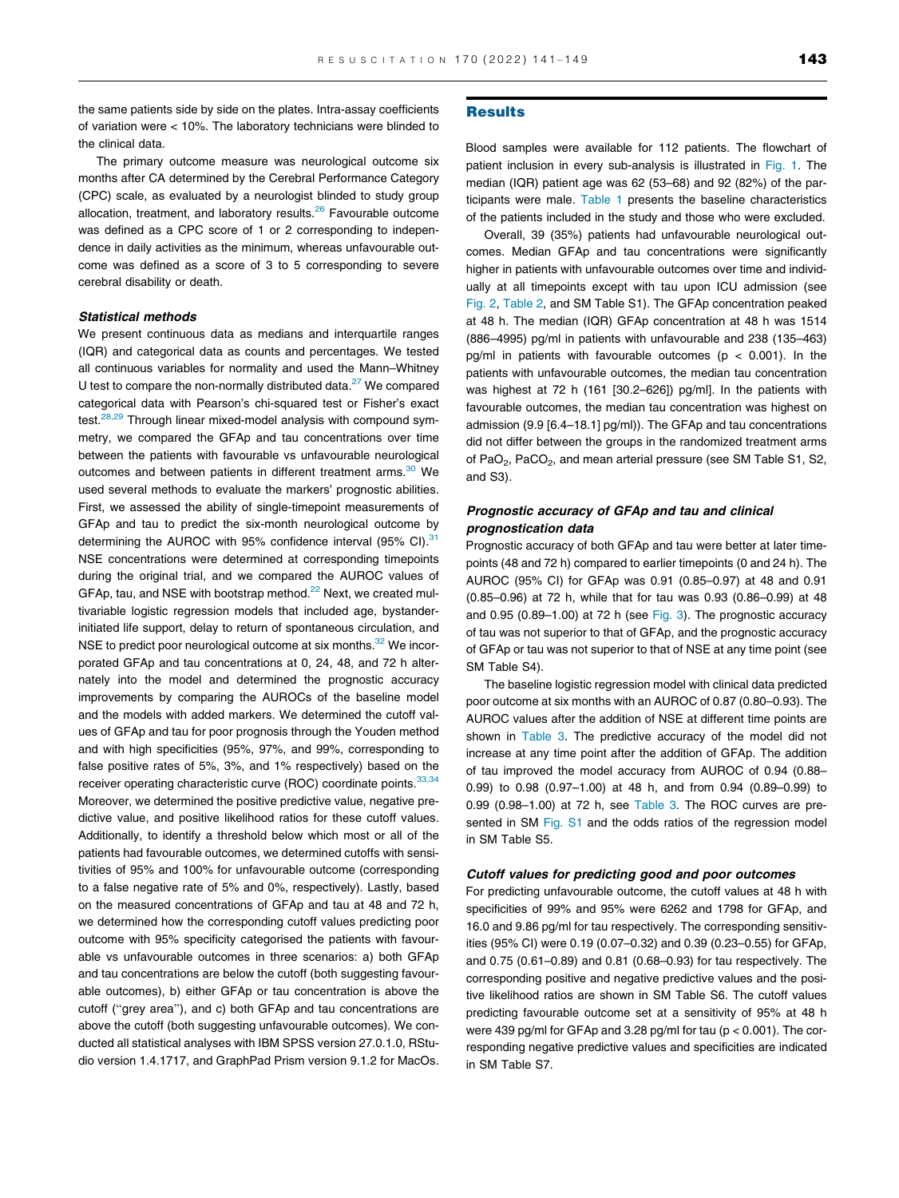the same patients side by side on the plates. Intra-assay coefficients of variation were < 10%. The laboratory technicians were blinded to the clinical data.

The primary outcome measure was neurological outcome six months after CA determined by the Cerebral Performance Category (CPC) scale, as evaluated by a neurologist blinded to study group allocation, treatment, and laboratory results.[26] Favourable outcome was defined as a CPC score of 1 or 2 corresponding to independence in daily activities as the minimum, whereas unfavourable outcome was defined as a score of 3 to 5 corresponding to severe cerebral disability or death.

### *Statistical methods*

We present continuous data as medians and interquartile ranges (IQR) and categorical data as counts and percentages. We tested all continuous variables for normality and used the Mann–Whitney U test to compare the non-normally distributed data.[27] We compared categorical data with Pearson's chi-squared test or Fisher's exact test.[28,29] Through linear mixed-model analysis with compound symmetry, we compared the GFAp and tau concentrations over time between the patients with favourable vs unfavourable neurological outcomes and between patients in different treatment arms.[30] We used several methods to evaluate the markers' prognostic abilities. First, we assessed the ability of single-timepoint measurements of GFAp and tau to predict the six-month neurological outcome by determining the AUROC with 95% confidence interval (95% CI).[31] NSE concentrations were determined at corresponding timepoints during the original trial, and we compared the AUROC values of GFAp, tau, and NSE with bootstrap method.[22] Next, we created multivariable logistic regression models that included age, bystander-initiated life support, delay to return of spontaneous circulation, and NSE to predict poor neurological outcome at six months.[32] We incorporated GFAp and tau concentrations at 0, 24, 48, and 72 h alternately into the model and determined the prognostic accuracy improvements by comparing the AUROCs of the baseline model and the models with added markers. We determined the cutoff values of GFAp and tau for poor prognosis through the Youden method and with high specificities (95%, 97%, and 99%, corresponding to false positive rates of 5%, 3%, and 1% respectively) based on the receiver operating characteristic curve (ROC) coordinate points.[33,34] Moreover, we determined the positive predictive value, negative predictive value, and positive likelihood ratios for these cutoff values. Additionally, to identify a threshold below which most or all of the patients had favourable outcomes, we determined cutoffs with sensitivities of 95% and 100% for unfavourable outcome (corresponding to a false negative rate of 5% and 0%, respectively). Lastly, based on the measured concentrations of GFAp and tau at 48 and 72 h, we determined how the corresponding cutoff values predicting poor outcome with 95% specificity categorised the patients with favourable vs unfavourable outcomes in three scenarios: a) both GFAp and tau concentrations are below the cutoff (both suggesting favourable outcomes), b) either GFAp or tau concentration is above the cutoff ("grey area"), and c) both GFAp and tau concentrations are above the cutoff (both suggesting unfavourable outcomes). We conducted all statistical analyses with IBM SPSS version 27.0.1.0, RStudio version 1.4.1717, and GraphPad Prism version 9.1.2 for MacOs.

## Results

Blood samples were available for 112 patients. The flowchart of patient inclusion in every sub-analysis is illustrated in Fig. 1. The median (IQR) patient age was 62 (53–68) and 92 (82%) of the participants were male. Table 1 presents the baseline characteristics of the patients included in the study and those who were excluded.

Overall, 39 (35%) patients had unfavourable neurological outcomes. Median GFAp and tau concentrations were significantly higher in patients with unfavourable outcomes over time and individually at all timepoints except with tau upon ICU admission (see Fig. 2, Table 2, and SM Table S1). The GFAp concentration peaked at 48 h. The median (IQR) GFAp concentration at 48 h was 1514 (886–4995) pg/ml in patients with unfavourable and 238 (135–463) pg/ml in patients with favourable outcomes ($p < 0.001$). In the patients with unfavourable outcomes, the median tau concentration was highest at 72 h (161 [30.2–626]) pg/ml]. In the patients with favourable outcomes, the median tau concentration was highest on admission (9.9 [6.4–18.1] pg/ml)). The GFAp and tau concentrations did not differ between the groups in the randomized treatment arms of $PaO_2$, $PaCO_2$, and mean arterial pressure (see SM Table S1, S2, and S3).

### *Prognostic accuracy of GFAp and tau and clinical prognostication data*

Prognostic accuracy of both GFAp and tau were better at later timepoints (48 and 72 h) compared to earlier timepoints (0 and 24 h). The AUROC (95% CI) for GFAp was 0.91 (0.85–0.97) at 48 and 0.91 (0.85–0.96) at 72 h, while that for tau was 0.93 (0.86–0.99) at 48 and 0.95 (0.89–1.00) at 72 h (see Fig. 3). The prognostic accuracy of tau was not superior to that of GFAp, and the prognostic accuracy of GFAp or tau was not superior to that of NSE at any time point (see SM Table S4).

The baseline logistic regression model with clinical data predicted poor outcome at six months with an AUROC of 0.87 (0.80–0.93). The AUROC values after the addition of NSE at different time points are shown in Table 3. The predictive accuracy of the model did not increase at any time point after the addition of GFAp. The addition of tau improved the model accuracy from AUROC of 0.94 (0.88–0.99) to 0.98 (0.97–1.00) at 48 h, and from 0.94 (0.89–0.99) to 0.99 (0.98–1.00) at 72 h, see Table 3. The ROC curves are presented in SM Fig. S1 and the odds ratios of the regression model in SM Table S5.

### *Cutoff values for predicting good and poor outcomes*

For predicting unfavourable outcome, the cutoff values at 48 h with specificities of 99% and 95% were 6262 and 1798 for GFAp, and 16.0 and 9.86 pg/ml for tau respectively. The corresponding sensitivities (95% CI) were 0.19 (0.07–0.32) and 0.39 (0.23–0.55) for GFAp, and 0.75 (0.61–0.89) and 0.81 (0.68–0.93) for tau respectively. The corresponding positive and negative predictive values and the positive likelihood ratios are shown in SM Table S6. The cutoff values predicting favourable outcome set at a sensitivity of 95% at 48 h were 439 pg/ml for GFAp and 3.28 pg/ml for tau ($p < 0.001$). The corresponding negative predictive values and specificities are indicated in SM Table S7.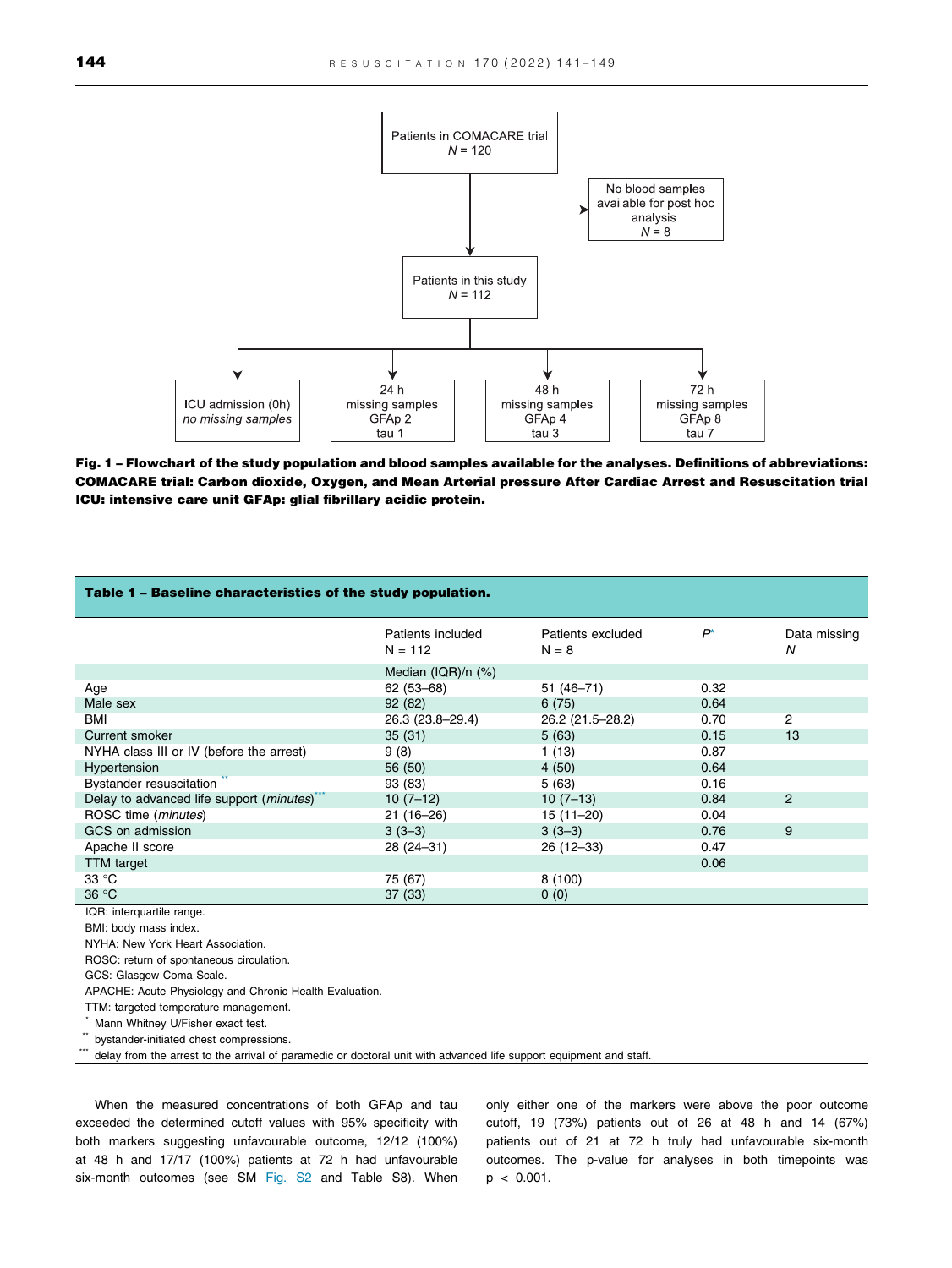Patients in COMACARE trial
$N = 120$

No blood samples available for post hoc analysis
$N = 8$

Patients in this study
$N = 112$

ICU admission (0h)
*no missing samples*

24 h
missing samples
GFAp 2
tau 1

48 h
missing samples
GFAp 4
tau 3

72 h
missing samples
GFAp 8
tau 7

**Fig. 1 – Flowchart of the study population and blood samples available for the analyses. Definitions of abbreviations: COMACARE trial: Carbon dioxide, Oxygen, and Mean Arterial pressure After Cardiac Arrest and Resuscitation trial ICU: intensive care unit GFAp: glial fibrillary acidic protein.**

**Table 1 – Baseline characteristics of the study population.**

| | Patients included N = 112 | Patients excluded N = 8 | P* | Data missing N |
|---|---|---|---|---|
| | Median (IQR)/n (%) | | | |
| Age | 62 (53–68) | 51 (46–71) | 0.32 | |
| Male sex | 92 (82) | 6 (75) | 0.64 | |
| BMI | 26.3 (23.8–29.4) | 26.2 (21.5–28.2) | 0.70 | 2 |
| Current smoker | 35 (31) | 5 (63) | 0.15 | 13 |
| NYHA class III or IV (before the arrest) | 9 (8) | 1 (13) | 0.87 | |
| Hypertension | 56 (50) | 4 (50) | 0.64 | |
| Bystander resuscitation ** | 93 (83) | 5 (63) | 0.16 | |
| Delay to advanced life support (*minutes*)*** | 10 (7–12) | 10 (7–13) | 0.84 | 2 |
| ROSC time (*minutes*) | 21 (16–26) | 15 (11–20) | 0.04 | |
| GCS on admission | 3 (3–3) | 3 (3–3) | 0.76 | 9 |
| Apache II score | 28 (24–31) | 26 (12–33) | 0.47 | |
| TTM target | | | 0.06 | |
| 33 °C | 75 (67) | 8 (100) | | |
| 36 °C | 37 (33) | 0 (0) | | |

IQR: interquartile range.
BMI: body mass index.
NYHA: New York Heart Association.
ROSC: return of spontaneous circulation.
GCS: Glasgow Coma Scale.
APACHE: Acute Physiology and Chronic Health Evaluation.
TTM: targeted temperature management.
* Mann Whitney U/Fisher exact test.
** bystander-initiated chest compressions.
*** delay from the arrest to the arrival of paramedic or doctoral unit with advanced life support equipment and staff.

When the measured concentrations of both GFAp and tau exceeded the determined cutoff values with 95% specificity with both markers suggesting unfavourable outcome, 12/12 (100%) at 48 h and 17/17 (100%) patients at 72 h had unfavourable six-month outcomes (see SM Fig. S2 and Table S8). When only either one of the markers were above the poor outcome cutoff, 19 (73%) patients out of 26 at 48 h and 14 (67%) patients out of 21 at 72 h truly had unfavourable six-month outcomes. The p-value for analyses in both timepoints was $p < 0.001$.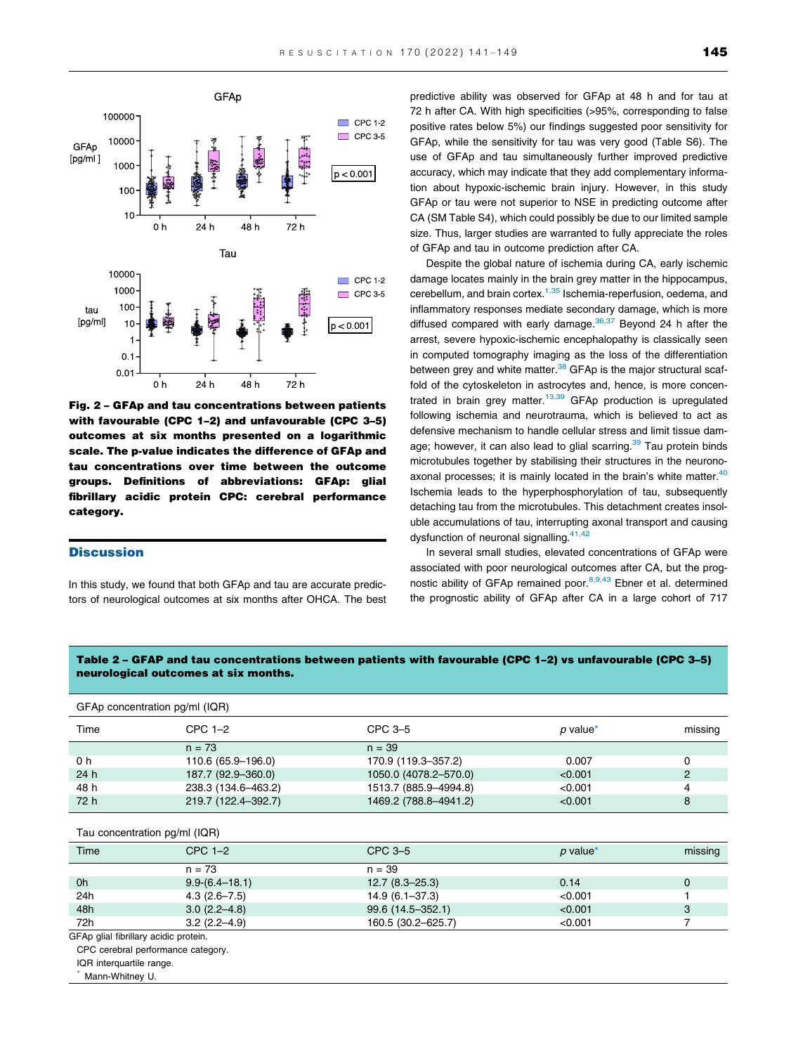Fig. 2 – **GFAp and tau concentrations between patients with favourable (CPC 1–2) and unfavourable (CPC 3–5) outcomes at six months presented on a logarithmic scale. The p-value indicates the difference of GFAp and tau concentrations over time between the outcome groups. Definitions of abbreviations: GFAp: glial fibrillary acidic protein CPC: cerebral performance category.**

## Discussion

In this study, we found that both GFAp and tau are accurate predictors of neurological outcomes at six months after OHCA. The best predictive ability was observed for GFAp at 48 h and for tau at 72 h after CA. With high specificities (>95%, corresponding to false positive rates below 5%) our findings suggested poor sensitivity for GFAp, while the sensitivity for tau was very good (Table S6). The use of GFAp and tau simultaneously further improved predictive accuracy, which may indicate that they add complementary information about hypoxic-ischemic brain injury. However, in this study GFAp or tau were not superior to NSE in predicting outcome after CA (SM Table S4), which could possibly be due to our limited sample size. Thus, larger studies are warranted to fully appreciate the roles of GFAp and tau in outcome prediction after CA.

Despite the global nature of ischemia during CA, early ischemic damage locates mainly in the brain grey matter in the hippocampus, cerebellum, and brain cortex.[1,35] Ischemia-reperfusion, oedema, and inflammatory responses mediate secondary damage, which is more diffused compared with early damage.[36,37] Beyond 24 h after the arrest, severe hypoxic-ischemic encephalopathy is classically seen in computed tomography imaging as the loss of the differentiation between grey and white matter.[38] GFAp is the major structural scaffold of the cytoskeleton in astrocytes and, hence, is more concentrated in brain grey matter.[13,39] GFAp production is upregulated following ischemia and neurotrauma, which is believed to act as defensive mechanism to handle cellular stress and limit tissue damage; however, it can also lead to glial scarring.[39] Tau protein binds microtubules together by stabilising their structures in the neurono-axonal processes; it is mainly located in the brain's white matter.[40] Ischemia leads to the hyperphosphorylation of tau, subsequently detaching tau from the microtubules. This detachment creates insoluble accumulations of tau, interrupting axonal transport and causing dysfunction of neuronal signalling.[41,42]

In several small studies, elevated concentrations of GFAp were associated with poor neurological outcomes after CA, but the prognostic ability of GFAp remained poor.[8,9,43] Ebner et al. determined the prognostic ability of GFAp after CA in a large cohort of 717

**Table 2 – GFAP and tau concentrations between patients with favourable (CPC 1–2) vs unfavourable (CPC 3–5) neurological outcomes at six months.**

GFAp concentration pg/ml (IQR)

| Time | CPC 1–2 | CPC 3–5 | *p* value* | missing |
|---|---|---|---|---|
| | n = 73 | n = 39 | | |
| 0 h | 110.6 (65.9–196.0) | 170.9 (119.3–357.2) | 0.007 | 0 |
| 24 h | 187.7 (92.9–360.0) | 1050.0 (4078.2–570.0) | <0.001 | 2 |
| 48 h | 238.3 (134.6–463.2) | 1513.7 (885.9–4994.8) | <0.001 | 4 |
| 72 h | 219.7 (122.4–392.7) | 1469.2 (788.8–4941.2) | <0.001 | 8 |

Tau concentration pg/ml (IQR)

| Time | CPC 1–2 | CPC 3–5 | *p* value* | missing |
|---|---|---|---|---|
| | n = 73 | n = 39 | | |
| 0h | 9.9-(6.4–18.1) | 12.7 (8.3–25.3) | 0.14 | 0 |
| 24h | 4.3 (2.6–7.5) | 14.9 (6.1–37.3) | <0.001 | 1 |
| 48h | 3.0 (2.2–4.8) | 99.6 (14.5–352.1) | <0.001 | 3 |
| 72h | 3.2 (2.2–4.9) | 160.5 (30.2–625.7) | <0.001 | 7 |

GFAp glial fibrillary acidic protein.
CPC cerebral performance category.
IQR interquartile range.
* Mann-Whitney U.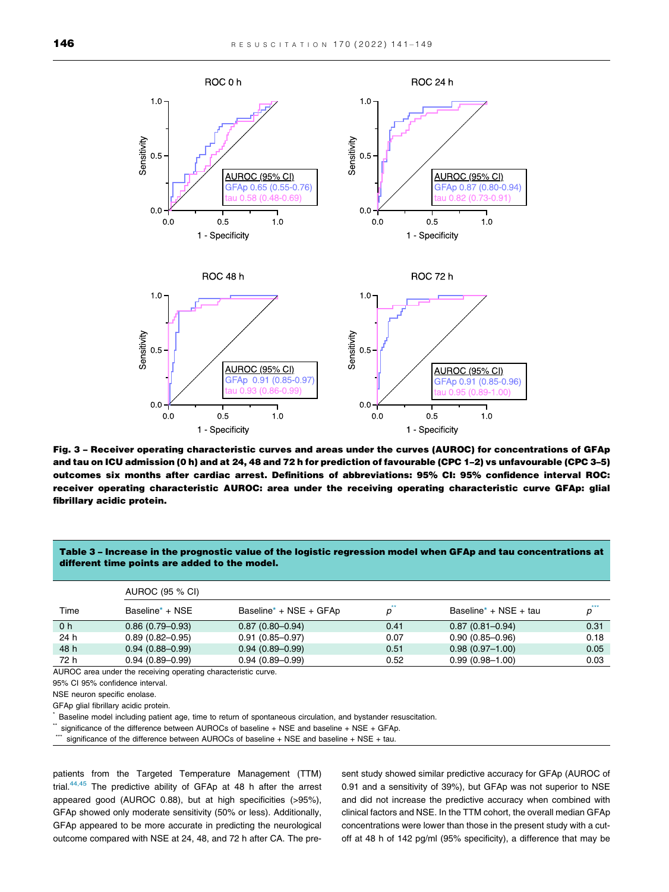Fig. 3 – Receiver operating characteristic curves and areas under the curves (AUROC) for concentrations of GFAp and tau on ICU admission (0 h) and at 24, 48 and 72 h for prediction of favourable (CPC 1–2) vs unfavourable (CPC 3–5) outcomes six months after cardiac arrest. Definitions of abbreviations: 95% CI: 95% confidence interval ROC: receiver operating characteristic AUROC: area under the receiving operating characteristic curve GFAp: glial fibrillary acidic protein.

**Table 3 – Increase in the prognostic value of the logistic regression model when GFAp and tau concentrations at different time points are added to the model.**

| Time | AUROC (95 % CI) Baseline* + NSE | Baseline* + NSE + GFAp | p** | Baseline* + NSE + tau | p*** |
|---|---|---|---|---|---|
| 0 h | 0.86 (0.79–0.93) | 0.87 (0.80–0.94) | 0.41 | 0.87 (0.81–0.94) | 0.31 |
| 24 h | 0.89 (0.82–0.95) | 0.91 (0.85–0.97) | 0.07 | 0.90 (0.85–0.96) | 0.18 |
| 48 h | 0.94 (0.88–0.99) | 0.94 (0.89–0.99) | 0.51 | 0.98 (0.97–1.00) | 0.05 |
| 72 h | 0.94 (0.89–0.99) | 0.94 (0.89–0.99) | 0.52 | 0.99 (0.98–1.00) | 0.03 |

AUROC area under the receiving operating characteristic curve.
95% CI 95% confidence interval.
NSE neuron specific enolase.
GFAp glial fibrillary acidic protein.
* Baseline model including patient age, time to return of spontaneous circulation, and bystander resuscitation.
** significance of the difference between AUROCs of baseline + NSE and baseline + NSE + GFAp.
*** significance of the difference between AUROCs of baseline + NSE and baseline + NSE + tau.

patients from the Targeted Temperature Management (TTM) trial.[44,45] The predictive ability of GFAp at 48 h after the arrest appeared good (AUROC 0.88), but at high specificities (>95%), GFAp showed only moderate sensitivity (50% or less). Additionally, GFAp appeared to be more accurate in predicting the neurological outcome compared with NSE at 24, 48, and 72 h after CA. The present study showed similar predictive accuracy for GFAp (AUROC of 0.91 and a sensitivity of 39%), but GFAp was not superior to NSE and did not increase the predictive accuracy when combined with clinical factors and NSE. In the TTM cohort, the overall median GFAp concentrations were lower than those in the present study with a cut-off at 48 h of 142 pg/ml (95% specificity), a difference that may be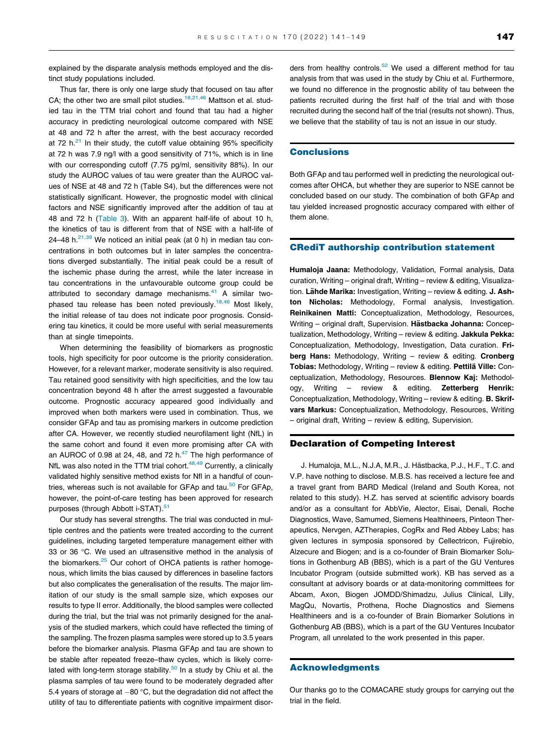explained by the disparate analysis methods employed and the distinct study populations included.

Thus far, there is only one large study that focused on tau after CA; the other two are small pilot studies.[18,21,46] Mattson et al. studied tau in the TTM trial cohort and found that tau had a higher accuracy in predicting neurological outcome compared with NSE at 48 and 72 h after the arrest, with the best accuracy recorded at 72 h.[21] In their study, the cutoff value obtaining 95% specificity at 72 h was 7.9 ng/l with a good sensitivity of 71%, which is in line with our corresponding cutoff (7.75 pg/ml, sensitivity 88%). In our study the AUROC values of tau were greater than the AUROC values of NSE at 48 and 72 h (Table S4), but the differences were not statistically significant. However, the prognostic model with clinical factors and NSE significantly improved after the addition of tau at 48 and 72 h (Table 3). With an apparent half-life of about 10 h, the kinetics of tau is different from that of NSE with a half-life of 24–48 h.[21,39] We noticed an initial peak (at 0 h) in median tau concentrations in both outcomes but in later samples the concentrations diverged substantially. The initial peak could be a result of the ischemic phase during the arrest, while the later increase in tau concentrations in the unfavourable outcome group could be attributed to secondary damage mechanisms.[41] A similar two-phased tau release has been noted previously.[18,46] Most likely, the initial release of tau does not indicate poor prognosis. Considering tau kinetics, it could be more useful with serial measurements than at single timepoints.

When determining the feasibility of biomarkers as prognostic tools, high specificity for poor outcome is the priority consideration. However, for a relevant marker, moderate sensitivity is also required. Tau retained good sensitivity with high specificities, and the low tau concentration beyond 48 h after the arrest suggested a favourable outcome. Prognostic accuracy appeared good individually and improved when both markers were used in combination. Thus, we consider GFAp and tau as promising markers in outcome prediction after CA. However, we recently studied neurofilament light (NfL) in the same cohort and found it even more promising after CA with an AUROC of 0.98 at 24, 48, and 72 h.[47] The high performance of NfL was also noted in the TTM trial cohort.[48,49] Currently, a clinically validated highly sensitive method exists for Nfl in a handful of countries, whereas such is not available for GFAp and tau.[50] For GFAp, however, the point-of-care testing has been approved for research purposes (through Abbott i-STAT).[51]

Our study has several strengths. The trial was conducted in multiple centres and the patients were treated according to the current guidelines, including targeted temperature management either with 33 or 36 °C. We used an ultrasensitive method in the analysis of the biomarkers.[25] Our cohort of OHCA patients is rather homogenous, which limits the bias caused by differences in baseline factors but also complicates the generalisation of the results. The major limitation of our study is the small sample size, which exposes our results to type II error. Additionally, the blood samples were collected during the trial, but the trial was not primarily designed for the analysis of the studied markers, which could have reflected the timing of the sampling. The frozen plasma samples were stored up to 3.5 years before the biomarker analysis. Plasma GFAp and tau are shown to be stable after repeated freeze–thaw cycles, which is likely correlated with long-term storage stability.[50] In a study by Chiu et al. the plasma samples of tau were found to be moderately degraded after 5.4 years of storage at −80 °C, but the degradation did not affect the utility of tau to differentiate patients with cognitive impairment disorders from healthy controls.[52] We used a different method for tau analysis from that was used in the study by Chiu et al. Furthermore, we found no difference in the prognostic ability of tau between the patients recruited during the first half of the trial and with those recruited during the second half of the trial (results not shown). Thus, we believe that the stability of tau is not an issue in our study.

## Conclusions

Both GFAp and tau performed well in predicting the neurological outcomes after OHCA, but whether they are superior to NSE cannot be concluded based on our study. The combination of both GFAp and tau yielded increased prognostic accuracy compared with either of them alone.

## CRediT authorship contribution statement

**Humaloja Jaana:** Methodology, Validation, Formal analysis, Data curation, Writing – original draft, Writing – review & editing, Visualization. **Lähde Marika:** Investigation, Writing – review & editing. **J. Ashton Nicholas:** Methodology, Formal analysis, Investigation. **Reinikainen Matti:** Conceptualization, Methodology, Resources, Writing – original draft, Supervision. **Hästbacka Johanna:** Conceptualization, Methodology, Writing – review & editing. **Jakkula Pekka:** Conceptualization, Methodology, Investigation, Data curation. **Friberg Hans:** Methodology, Writing – review & editing. **Cronberg Tobias:** Methodology, Writing – review & editing. **Pettilä Ville:** Conceptualization, Methodology, Resources. **Blennow Kaj:** Methodology, Writing – review & editing. **Zetterberg Henrik:** Conceptualization, Methodology, Writing – review & editing. **B. Skrifvars Markus:** Conceptualization, Methodology, Resources, Writing – original draft, Writing – review & editing, Supervision.

## Declaration of Competing Interest

J. Humaloja, M.L., N.J.A, M.R., J. Hästbacka, P.J., H.F., T.C. and V.P. have nothing to disclose. M.B.S. has received a lecture fee and a travel grant from BARD Medical (Ireland and South Korea, not related to this study). H.Z. has served at scientific advisory boards and/or as a consultant for AbbVie, Alector, Eisai, Denali, Roche Diagnostics, Wave, Samumed, Siemens Healthineers, Pinteon Therapeutics, Nervgen, AZTherapies, CogRx and Red Abbey Labs; has given lectures in symposia sponsored by Cellectricon, Fujirebio, Alzecure and Biogen; and is a co-founder of Brain Biomarker Solutions in Gothenburg AB (BBS), which is a part of the GU Ventures Incubator Program (outside submitted work). KB has served as a consultant at advisory boards or at data-monitoring committees for Abcam, Axon, Biogen JOMDD/Shimadzu, Julius Clinical, Lilly, MagQu, Novartis, Prothena, Roche Diagnostics and Siemens Healthineers and is a co-founder of Brain Biomarker Solutions in Gothenburg AB (BBS), which is a part of the GU Ventures Incubator Program, all unrelated to the work presented in this paper.

## Acknowledgments

Our thanks go to the COMACARE study groups for carrying out the trial in the field.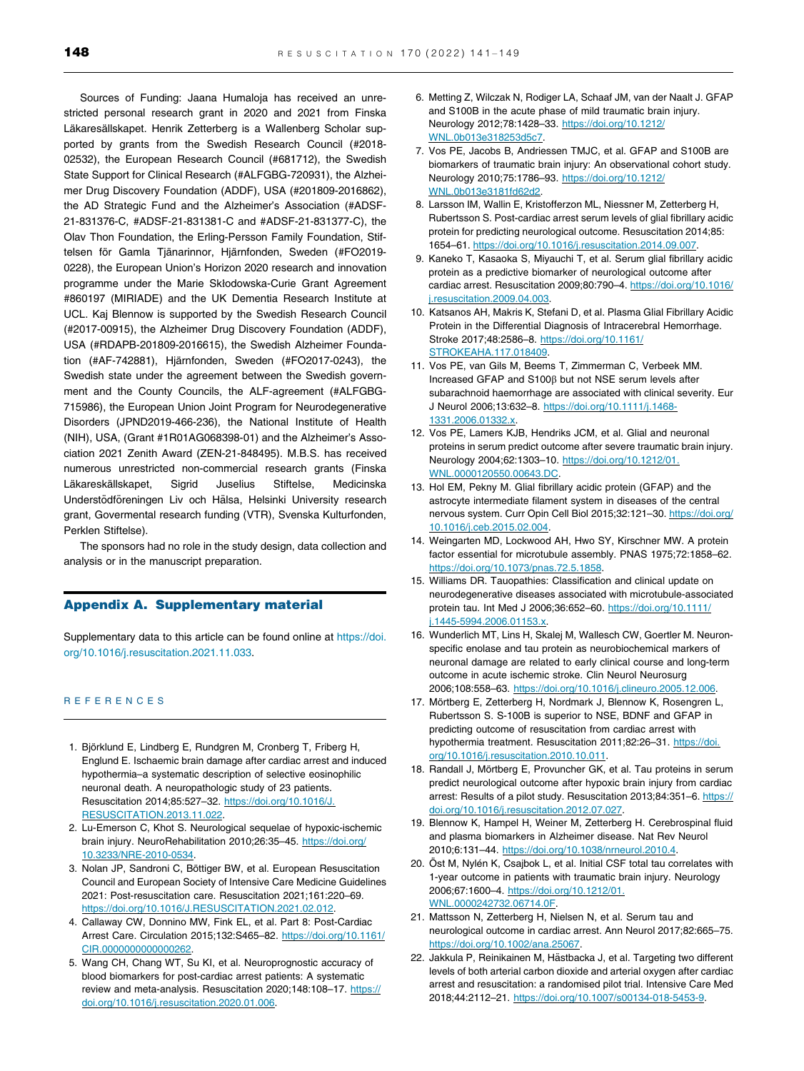Sources of Funding: Jaana Humaloja has received an unrestricted personal research grant in 2020 and 2021 from Finska Läkaresällskapet. Henrik Zetterberg is a Wallenberg Scholar supported by grants from the Swedish Research Council (#2018-02532), the European Research Council (#681712), the Swedish State Support for Clinical Research (#ALFGBG-720931), the Alzheimer Drug Discovery Foundation (ADDF), USA (#201809-2016862), the AD Strategic Fund and the Alzheimer's Association (#ADSF-21-831376-C, #ADSF-21-831381-C and #ADSF-21-831377-C), the Olav Thon Foundation, the Erling-Persson Family Foundation, Stiftelsen för Gamla Tjänarinnor, Hjärnfonden, Sweden (#FO2019-0228), the European Union's Horizon 2020 research and innovation programme under the Marie Skłodowska-Curie Grant Agreement #860197 (MIRIADE) and the UK Dementia Research Institute at UCL. Kaj Blennow is supported by the Swedish Research Council (#2017-00915), the Alzheimer Drug Discovery Foundation (ADDF), USA (#RDAPB-201809-2016615), the Swedish Alzheimer Foundation (#AF-742881), Hjärnfonden, Sweden (#FO2017-0243), the Swedish state under the agreement between the Swedish government and the County Councils, the ALF-agreement (#ALFGBG-715986), the European Union Joint Program for Neurodegenerative Disorders (JPND2019-466-236), the National Institute of Health (NIH), USA, (Grant #1R01AG068398-01) and the Alzheimer's Association 2021 Zenith Award (ZEN-21-848495). M.B.S. has received numerous unrestricted non-commercial research grants (Finska Läkareskällskapet, Sigrid Juselius Stiftelse, Medicinska Understödföreningen Liv och Hälsa, Helsinki University research grant, Govermental research funding (VTR), Svenska Kulturfonden, Perklen Stiftelse).

The sponsors had no role in the study design, data collection and analysis or in the manuscript preparation.

## Appendix A. Supplementary material

Supplementary data to this article can be found online at https://doi.org/10.1016/j.resuscitation.2021.11.033.

## REFERENCES

1. Björklund E, Lindberg E, Rundgren M, Cronberg T, Friberg H, Englund E. Ischaemic brain damage after cardiac arrest and induced hypothermia–a systematic description of selective eosinophilic neuronal death. A neuropathologic study of 23 patients. Resuscitation 2014;85:527–32. https://doi.org/10.1016/J.RESUSCITATION.2013.11.022.
2. Lu-Emerson C, Khot S. Neurological sequelae of hypoxic-ischemic brain injury. NeuroRehabilitation 2010;26:35–45. https://doi.org/10.3233/NRE-2010-0534.
3. Nolan JP, Sandroni C, Böttiger BW, et al. European Resuscitation Council and European Society of Intensive Care Medicine Guidelines 2021: Post-resuscitation care. Resuscitation 2021;161:220–69. https://doi.org/10.1016/J.RESUSCITATION.2021.02.012.
4. Callaway CW, Donnino MW, Fink EL, et al. Part 8: Post-Cardiac Arrest Care. Circulation 2015;132:S465–82. https://doi.org/10.1161/CIR.0000000000000262.
5. Wang CH, Chang WT, Su KI, et al. Neuroprognostic accuracy of blood biomarkers for post-cardiac arrest patients: A systematic review and meta-analysis. Resuscitation 2020;148:108–17. https://doi.org/10.1016/j.resuscitation.2020.01.006.
6. Metting Z, Wilczak N, Rodiger LA, Schaaf JM, van der Naalt J. GFAP and S100B in the acute phase of mild traumatic brain injury. Neurology 2012;78:1428–33. https://doi.org/10.1212/WNL.0b013e318253d5c7.
7. Vos PE, Jacobs B, Andriessen TMJC, et al. GFAP and S100B are biomarkers of traumatic brain injury: An observational cohort study. Neurology 2010;75:1786–93. https://doi.org/10.1212/WNL.0b013e3181fd62d2.
8. Larsson IM, Wallin E, Kristofferzon ML, Niessner M, Zetterberg H, Rubertsson S. Post-cardiac arrest serum levels of glial fibrillary acidic protein for predicting neurological outcome. Resuscitation 2014;85:1654–61. https://doi.org/10.1016/j.resuscitation.2014.09.007.
9. Kaneko T, Kasaoka S, Miyauchi T, et al. Serum glial fibrillary acidic protein as a predictive biomarker of neurological outcome after cardiac arrest. Resuscitation 2009;80:790–4. https://doi.org/10.1016/j.resuscitation.2009.04.003.
10. Katsanos AH, Makris K, Stefani D, et al. Plasma Glial Fibrillary Acidic Protein in the Differential Diagnosis of Intracerebral Hemorrhage. Stroke 2017;48:2586–8. https://doi.org/10.1161/STROKEAHA.117.018409.
11. Vos PE, van Gils M, Beems T, Zimmerman C, Verbeek MM. Increased GFAP and S100β but not NSE serum levels after subarachnoid haemorrhage are associated with clinical severity. Eur J Neurol 2006;13:632–8. https://doi.org/10.1111/j.1468-1331.2006.01332.x.
12. Vos PE, Lamers KJB, Hendriks JCM, et al. Glial and neuronal proteins in serum predict outcome after severe traumatic brain injury. Neurology 2004;62:1303–10. https://doi.org/10.1212/01.WNL.0000120550.00643.DC.
13. Hol EM, Pekny M. Glial fibrillary acidic protein (GFAP) and the astrocyte intermediate filament system in diseases of the central nervous system. Curr Opin Cell Biol 2015;32:121–30. https://doi.org/10.1016/j.ceb.2015.02.004.
14. Weingarten MD, Lockwood AH, Hwo SY, Kirschner MW. A protein factor essential for microtubule assembly. PNAS 1975;72:1858–62. https://doi.org/10.1073/pnas.72.5.1858.
15. Williams DR. Tauopathies: Classification and clinical update on neurodegenerative diseases associated with microtubule-associated protein tau. Int Med J 2006;36:652–60. https://doi.org/10.1111/j.1445-5994.2006.01153.x.
16. Wunderlich MT, Lins H, Skalej M, Wallesch CW, Goertler M. Neuron-specific enolase and tau protein as neurobiochemical markers of neuronal damage are related to early clinical course and long-term outcome in acute ischemic stroke. Clin Neurol Neurosurg 2006;108:558–63. https://doi.org/10.1016/j.clineuro.2005.12.006.
17. Mörtberg E, Zetterberg H, Nordmark J, Blennow K, Rosengren L, Rubertsson S. S-100B is superior to NSE, BDNF and GFAP in predicting outcome of resuscitation from cardiac arrest with hypothermia treatment. Resuscitation 2011;82:26–31. https://doi.org/10.1016/j.resuscitation.2010.10.011.
18. Randall J, Mörtberg E, Provuncher GK, et al. Tau proteins in serum predict neurological outcome after hypoxic brain injury from cardiac arrest: Results of a pilot study. Resuscitation 2013;84:351–6. https://doi.org/10.1016/j.resuscitation.2012.07.027.
19. Blennow K, Hampel H, Weiner M, Zetterberg H. Cerebrospinal fluid and plasma biomarkers in Alzheimer disease. Nat Rev Neurol 2010;6:131–44. https://doi.org/10.1038/nrneurol.2010.4.
20. Öst M, Nylén K, Csajbok L, et al. Initial CSF total tau correlates with 1-year outcome in patients with traumatic brain injury. Neurology 2006;67:1600–4. https://doi.org/10.1212/01.WNL.0000242732.06714.0F.
21. Mattsson N, Zetterberg H, Nielsen N, et al. Serum tau and neurological outcome in cardiac arrest. Ann Neurol 2017;82:665–75. https://doi.org/10.1002/ana.25067.
22. Jakkula P, Reinikainen M, Hästbacka J, et al. Targeting two different levels of both arterial carbon dioxide and arterial oxygen after cardiac arrest and resuscitation: a randomised pilot trial. Intensive Care Med 2018;44:2112–21. https://doi.org/10.1007/s00134-018-5453-9.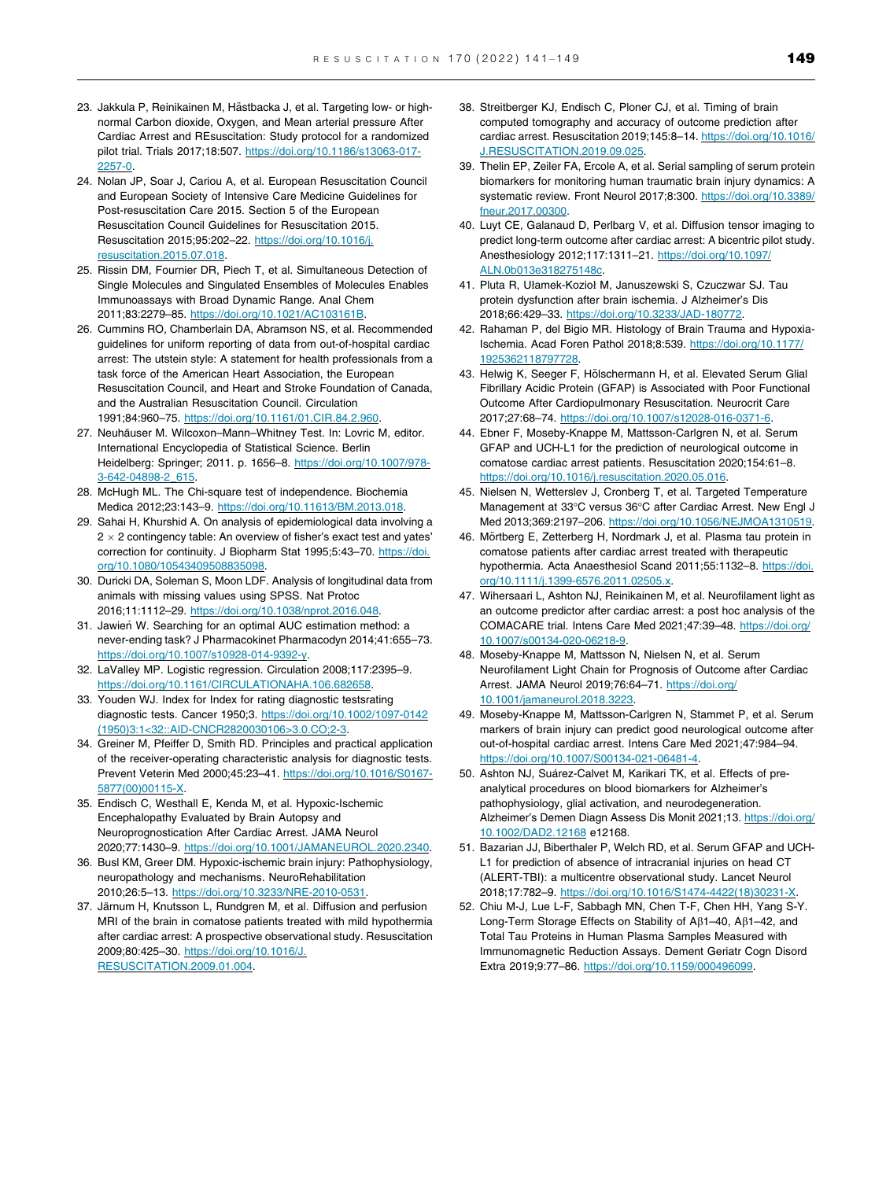23. Jakkula P, Reinikainen M, Hästbacka J, et al. Targeting low- or high-normal Carbon dioxide, Oxygen, and Mean arterial pressure After Cardiac Arrest and REsuscitation: Study protocol for a randomized pilot trial. Trials 2017;18:507. https://doi.org/10.1186/s13063-017-2257-0.
24. Nolan JP, Soar J, Cariou A, et al. European Resuscitation Council and European Society of Intensive Care Medicine Guidelines for Post-resuscitation Care 2015. Section 5 of the European Resuscitation Council Guidelines for Resuscitation 2015. Resuscitation 2015;95:202–22. https://doi.org/10.1016/j.resuscitation.2015.07.018.
25. Rissin DM, Fournier DR, Piech T, et al. Simultaneous Detection of Single Molecules and Singulated Ensembles of Molecules Enables Immunoassays with Broad Dynamic Range. Anal Chem 2011;83:2279–85. https://doi.org/10.1021/AC103161B.
26. Cummins RO, Chamberlain DA, Abramson NS, et al. Recommended guidelines for uniform reporting of data from out-of-hospital cardiac arrest: The utstein style: A statement for health professionals from a task force of the American Heart Association, the European Resuscitation Council, and Heart and Stroke Foundation of Canada, and the Australian Resuscitation Council. Circulation 1991;84:960–75. https://doi.org/10.1161/01.CIR.84.2.960.
27. Neuhäuser M. Wilcoxon–Mann–Whitney Test. In: Lovric M, editor. International Encyclopedia of Statistical Science. Berlin Heidelberg: Springer; 2011. p. 1656–8. https://doi.org/10.1007/978-3-642-04898-2_615.
28. McHugh ML. The Chi-square test of independence. Biochemia Medica 2012;23:143–9. https://doi.org/10.11613/BM.2013.018.
29. Sahai H, Khurshid A. On analysis of epidemiological data involving a $2 \times 2$ contingency table: An overview of fisher's exact test and yates' correction for continuity. J Biopharm Stat 1995;5:43–70. https://doi.org/10.1080/10543409508835098.
30. Duricki DA, Soleman S, Moon LDF. Analysis of longitudinal data from animals with missing values using SPSS. Nat Protoc 2016;11:1112–29. https://doi.org/10.1038/nprot.2016.048.
31. Jawień W. Searching for an optimal AUC estimation method: a never-ending task? J Pharmacokinet Pharmacodyn 2014;41:655–73. https://doi.org/10.1007/s10928-014-9392-y.
32. LaValley MP. Logistic regression. Circulation 2008;117:2395–9. https://doi.org/10.1161/CIRCULATIONAHA.106.682658.
33. Youden WJ. Index for Index for rating diagnostic testsrating diagnostic tests. Cancer 1950;3. https://doi.org/10.1002/1097-0142(1950)3:1<32::AID-CNCR2820030106>3.0.CO;2-3.
34. Greiner M, Pfeiffer D, Smith RD. Principles and practical application of the receiver-operating characteristic analysis for diagnostic tests. Prevent Veterin Med 2000;45:23–41. https://doi.org/10.1016/S0167-5877(00)00115-X.
35. Endisch C, Westhall E, Kenda M, et al. Hypoxic-Ischemic Encephalopathy Evaluated by Brain Autopsy and Neuroprognostication After Cardiac Arrest. JAMA Neurol 2020;77:1430–9. https://doi.org/10.1001/JAMANEUROL.2020.2340.
36. Busl KM, Greer DM. Hypoxic-ischemic brain injury: Pathophysiology, neuropathology and mechanisms. NeuroRehabilitation 2010;26:5–13. https://doi.org/10.3233/NRE-2010-0531.
37. Järnum H, Knutsson L, Rundgren M, et al. Diffusion and perfusion MRI of the brain in comatose patients treated with mild hypothermia after cardiac arrest: A prospective observational study. Resuscitation 2009;80:425–30. https://doi.org/10.1016/J.RESUSCITATION.2009.01.004.
38. Streitberger KJ, Endisch C, Ploner CJ, et al. Timing of brain computed tomography and accuracy of outcome prediction after cardiac arrest. Resuscitation 2019;145:8–14. https://doi.org/10.1016/J.RESUSCITATION.2019.09.025.
39. Thelin EP, Zeiler FA, Ercole A, et al. Serial sampling of serum protein biomarkers for monitoring human traumatic brain injury dynamics: A systematic review. Front Neurol 2017;8:300. https://doi.org/10.3389/fneur.2017.00300.
40. Luyt CE, Galanaud D, Perlbarg V, et al. Diffusion tensor imaging to predict long-term outcome after cardiac arrest: A bicentric pilot study. Anesthesiology 2012;117:1311–21. https://doi.org/10.1097/ALN.0b013e318275148c.
41. Pluta R, Ułamek-Kozioł M, Januszewski S, Czuczwar SJ. Tau protein dysfunction after brain ischemia. J Alzheimer's Dis 2018;66:429–33. https://doi.org/10.3233/JAD-180772.
42. Rahaman P, del Bigio MR. Histology of Brain Trauma and Hypoxia-Ischemia. Acad Foren Pathol 2018;8:539. https://doi.org/10.1177/1925362118797728.
43. Helwig K, Seeger F, Hölschermann H, et al. Elevated Serum Glial Fibrillary Acidic Protein (GFAP) is Associated with Poor Functional Outcome After Cardiopulmonary Resuscitation. Neurocrit Care 2017;27:68–74. https://doi.org/10.1007/s12028-016-0371-6.
44. Ebner F, Moseby-Knappe M, Mattsson-Carlgren N, et al. Serum GFAP and UCH-L1 for the prediction of neurological outcome in comatose cardiac arrest patients. Resuscitation 2020;154:61–8. https://doi.org/10.1016/j.resuscitation.2020.05.016.
45. Nielsen N, Wetterslev J, Cronberg T, et al. Targeted Temperature Management at 33°C versus 36°C after Cardiac Arrest. New Engl J Med 2013;369:2197–206. https://doi.org/10.1056/NEJMOA1310519.
46. Mörtberg E, Zetterberg H, Nordmark J, et al. Plasma tau protein in comatose patients after cardiac arrest treated with therapeutic hypothermia. Acta Anaesthesiol Scand 2011;55:1132–8. https://doi.org/10.1111/j.1399-6576.2011.02505.x.
47. Wihersaari L, Ashton NJ, Reinikainen M, et al. Neurofilament light as an outcome predictor after cardiac arrest: a post hoc analysis of the COMACARE trial. Intens Care Med 2021;47:39–48. https://doi.org/10.1007/s00134-020-06218-9.
48. Moseby-Knappe M, Mattsson N, Nielsen N, et al. Serum Neurofilament Light Chain for Prognosis of Outcome after Cardiac Arrest. JAMA Neurol 2019;76:64–71. https://doi.org/10.1001/jamaneurol.2018.3223.
49. Moseby-Knappe M, Mattsson-Carlgren N, Stammet P, et al. Serum markers of brain injury can predict good neurological outcome after out-of-hospital cardiac arrest. Intens Care Med 2021;47:984–94. https://doi.org/10.1007/S00134-021-06481-4.
50. Ashton NJ, Suárez-Calvet M, Karikari TK, et al. Effects of pre-analytical procedures on blood biomarkers for Alzheimer's pathophysiology, glial activation, and neurodegeneration. Alzheimer's Dement Diagn Assess Dis Monit 2021;13. https://doi.org/10.1002/DAD2.12168 e12168.
51. Bazarian JJ, Biberthaler P, Welch RD, et al. Serum GFAP and UCH-L1 for prediction of absence of intracranial injuries on head CT (ALERT-TBI): a multicentre observational study. Lancet Neurol 2018;17:782–9. https://doi.org/10.1016/S1474-4422(18)30231-X.
52. Chiu M-J, Lue L-F, Sabbagh MN, Chen T-F, Chen HH, Yang S-Y. Long-Term Storage Effects on Stability of Aβ1–40, Aβ1–42, and Total Tau Proteins in Human Plasma Samples Measured with Immunomagnetic Reduction Assays. Dement Geriatr Cogn Disord Extra 2019;9:77–86. https://doi.org/10.1159/000496099.